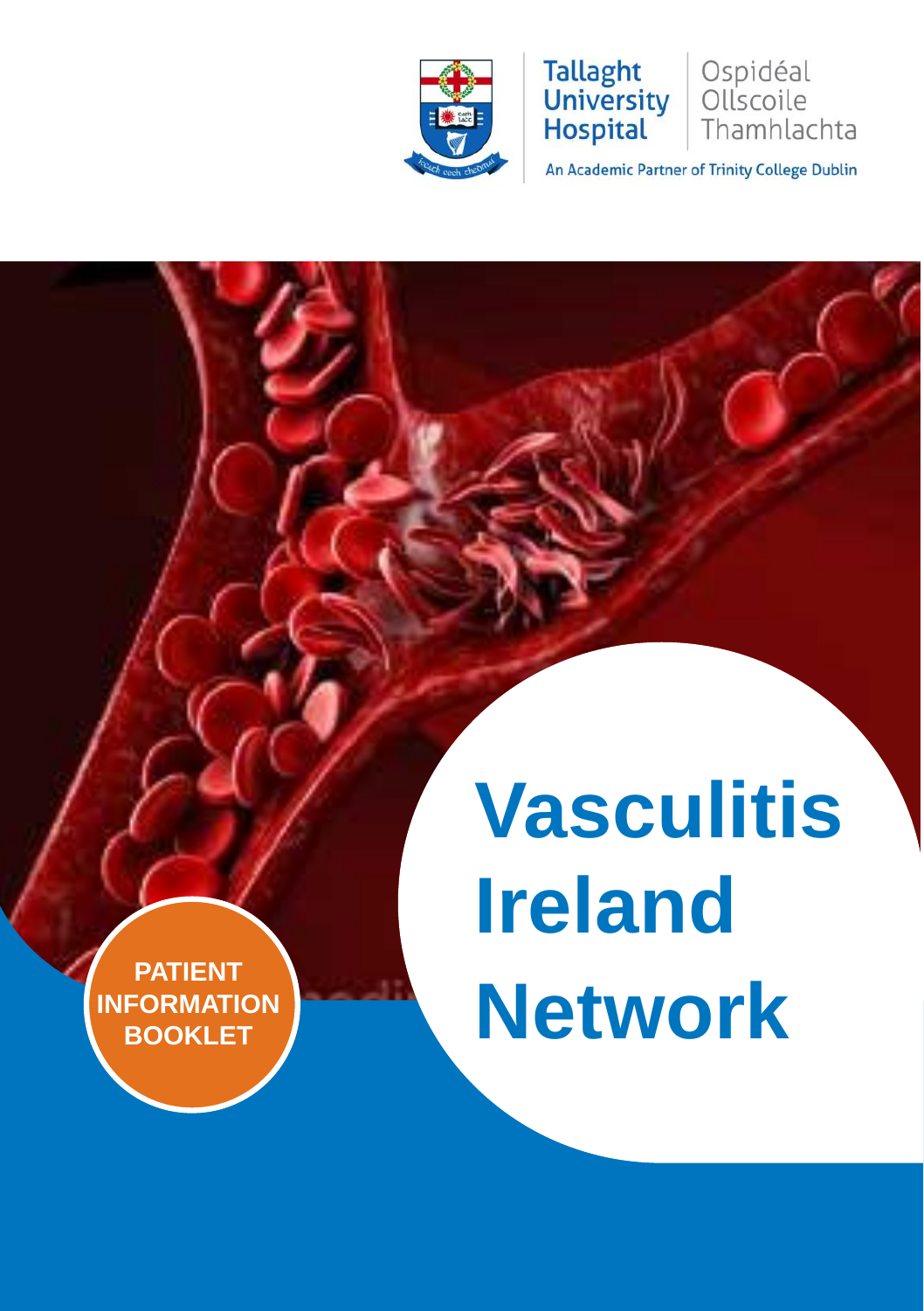Tallaght University Hospital

Ospidéal Ollscoile Thamhlachta

An Academic Partner of Trinity College Dublin

# Vasculitis Ireland Network

**PATIENT INFORMATION BOOKLET**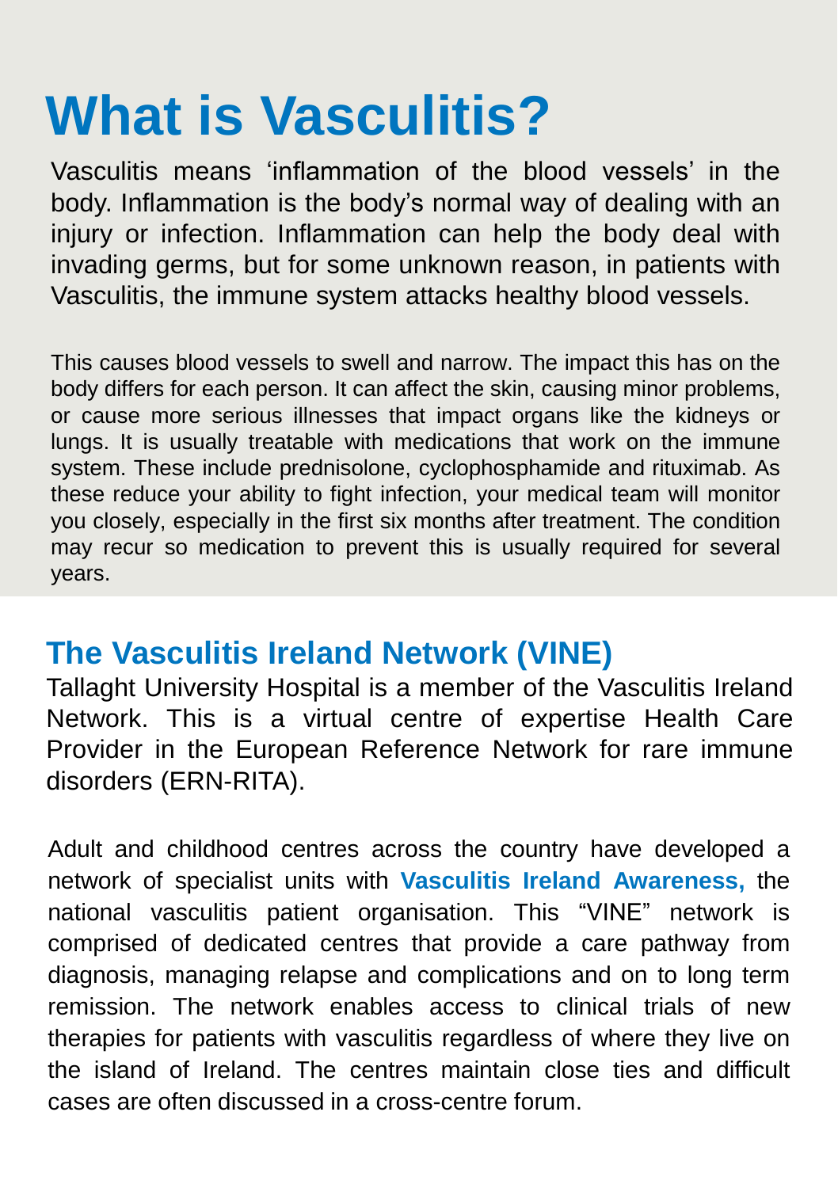# What is Vasculitis?

Vasculitis means ‘inflammation of the blood vessels’ in the body. Inflammation is the body’s normal way of dealing with an injury or infection. Inflammation can help the body deal with invading germs, but for some unknown reason, in patients with Vasculitis, the immune system attacks healthy blood vessels.

This causes blood vessels to swell and narrow. The impact this has on the body differs for each person. It can affect the skin, causing minor problems, or cause more serious illnesses that impact organs like the kidneys or lungs. It is usually treatable with medications that work on the immune system. These include prednisolone, cyclophosphamide and rituximab. As these reduce your ability to fight infection, your medical team will monitor you closely, especially in the first six months after treatment. The condition may recur so medication to prevent this is usually required for several years.

## The Vasculitis Ireland Network (VINE)

Tallaght University Hospital is a member of the Vasculitis Ireland Network. This is a virtual centre of expertise Health Care Provider in the European Reference Network for rare immune disorders (ERN-RITA).

Adult and childhood centres across the country have developed a network of specialist units with **Vasculitis Ireland Awareness,** the national vasculitis patient organisation. This “VINE” network is comprised of dedicated centres that provide a care pathway from diagnosis, managing relapse and complications and on to long term remission. The network enables access to clinical trials of new therapies for patients with vasculitis regardless of where they live on the island of Ireland. The centres maintain close ties and difficult cases are often discussed in a cross-centre forum.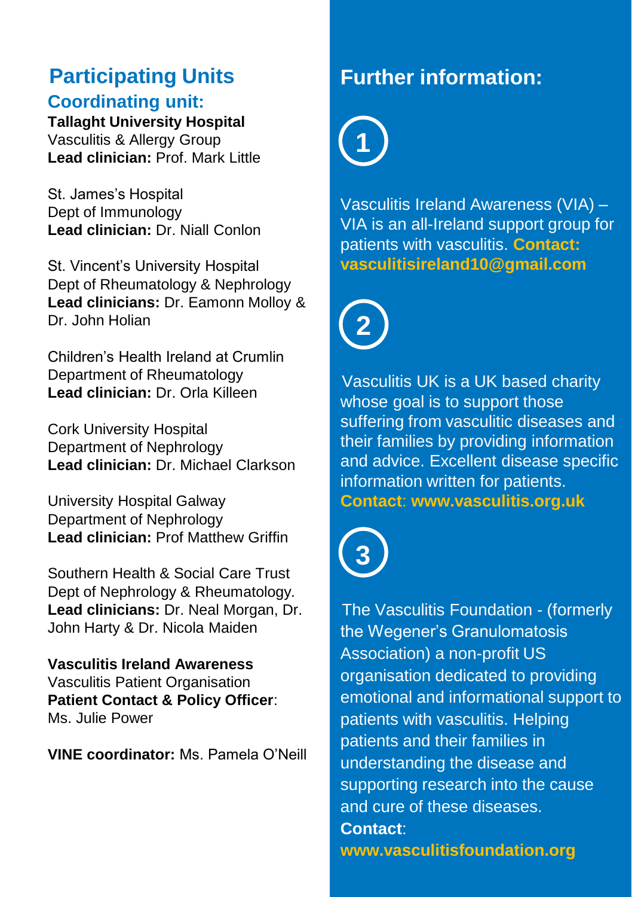## Participating Units

### Coordinating unit:

**Tallaght University Hospital**
Vasculitis & Allergy Group
**Lead clinician:** Prof. Mark Little

St. James's Hospital
Dept of Immunology
**Lead clinician:** Dr. Niall Conlon

St. Vincent's University Hospital
Dept of Rheumatology & Nephrology
**Lead clinicians:** Dr. Eamonn Molloy & Dr. John Holian

Children's Health Ireland at Crumlin
Department of Rheumatology
**Lead clinician:** Dr. Orla Killeen

Cork University Hospital
Department of Nephrology
**Lead clinician:** Dr. Michael Clarkson

University Hospital Galway
Department of Nephrology
**Lead clinician:** Prof Matthew Griffin

Southern Health & Social Care Trust
Dept of Nephrology & Rheumatology.
**Lead clinicians:** Dr. Neal Morgan, Dr. John Harty & Dr. Nicola Maiden

**Vasculitis Ireland Awareness**
Vasculitis Patient Organisation
**Patient Contact & Policy Officer**: Ms. Julie Power

**VINE coordinator:** Ms. Pamela O'Neill

## Further information:

**1**

Vasculitis Ireland Awareness (VIA) – VIA is an all-Ireland support group for patients with vasculitis. **Contact: vasculitisireland10@gmail.com**

**2**

Vasculitis UK is a UK based charity whose goal is to support those suffering from vasculitic diseases and their families by providing information and advice. Excellent disease specific information written for patients. **Contact**: **www.vasculitis.org.uk**

**3**

The Vasculitis Foundation - (formerly the Wegener's Granulomatosis Association) a non-profit US organisation dedicated to providing emotional and informational support to patients with vasculitis. Helping patients and their families in understanding the disease and supporting research into the cause and cure of these diseases. **Contact**: **www.vasculitisfoundation.org**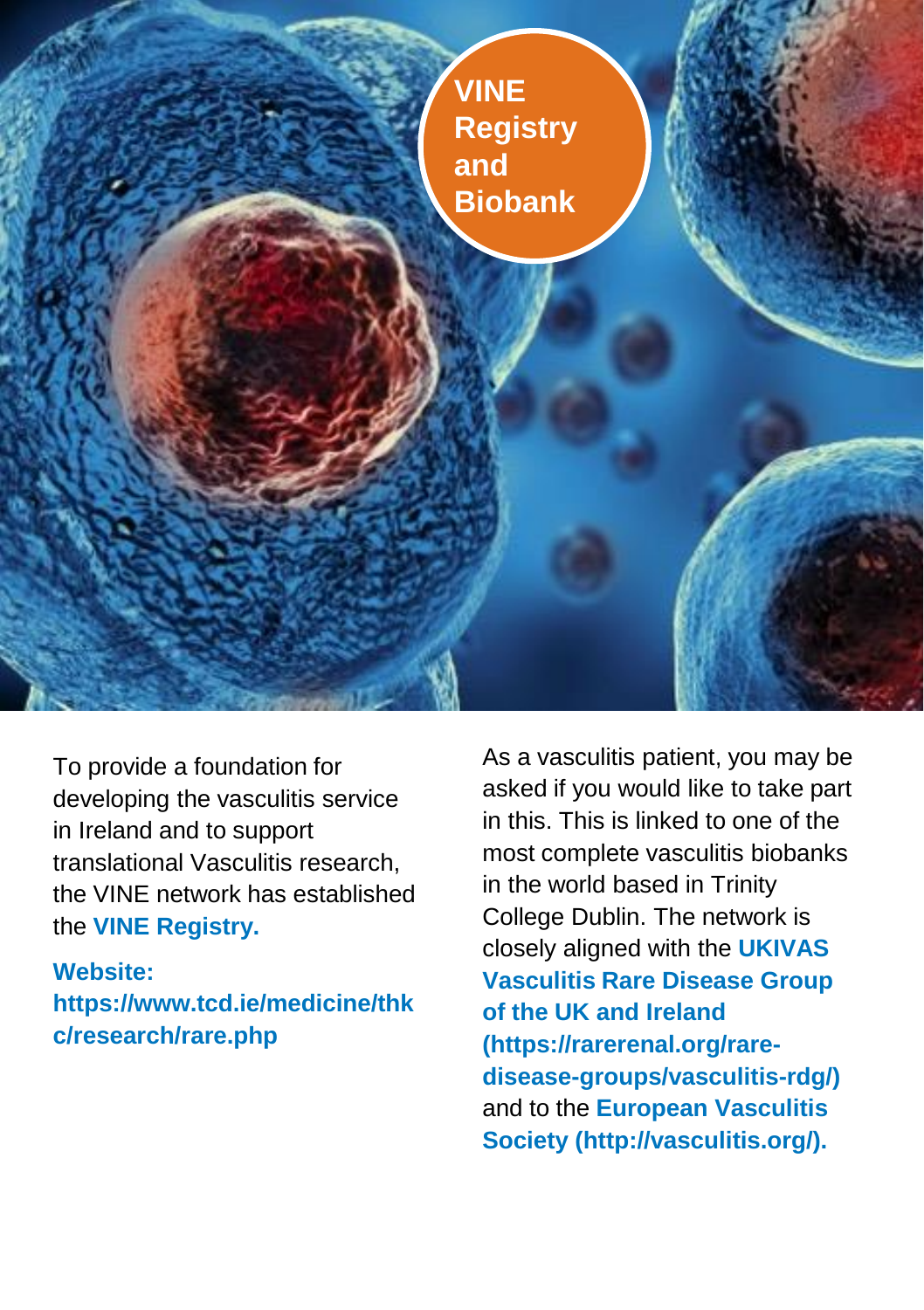# VINE Registry and Biobank

To provide a foundation for developing the vasculitis service in Ireland and to support translational Vasculitis research, the VINE network has established the **VINE Registry.**

**Website: https://www.tcd.ie/medicine/thkc/research/rare.php**

As a vasculitis patient, you may be asked if you would like to take part in this. This is linked to one of the most complete vasculitis biobanks in the world based in Trinity College Dublin. The network is closely aligned with the **UKIVAS Vasculitis Rare Disease Group of the UK and Ireland (https://rarerenal.org/rare-disease-groups/vasculitis-rdg/)** and to the **European Vasculitis Society (http://vasculitis.org/).**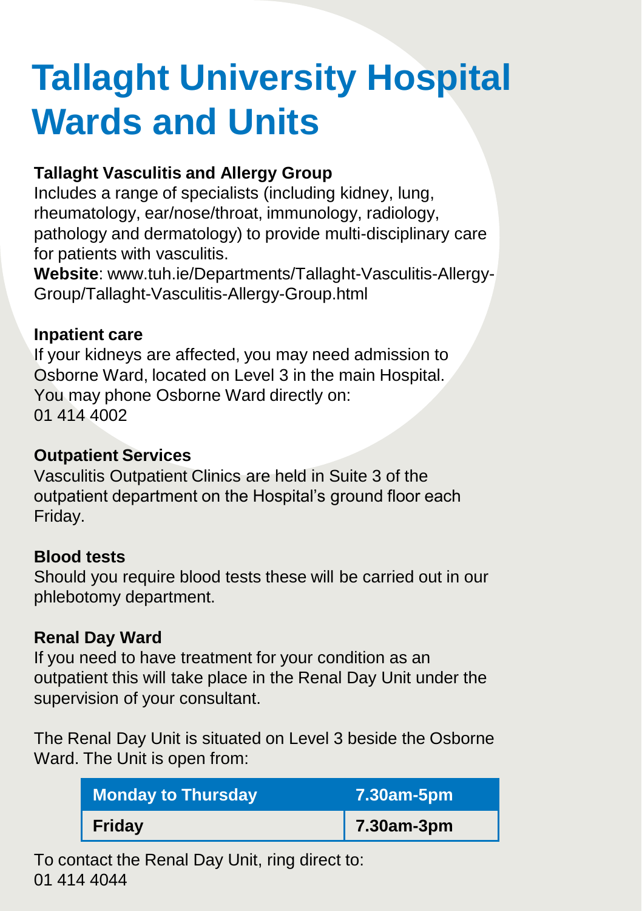# Tallaght University Hospital Wards and Units

### Tallaght Vasculitis and Allergy Group

Includes a range of specialists (including kidney, lung, rheumatology, ear/nose/throat, immunology, radiology, pathology and dermatology) to provide multi-disciplinary care for patients with vasculitis.

**Website**: www.tuh.ie/Departments/Tallaght-Vasculitis-Allergy-Group/Tallaght-Vasculitis-Allergy-Group.html

### Inpatient care

If your kidneys are affected, you may need admission to Osborne Ward, located on Level 3 in the main Hospital. You may phone Osborne Ward directly on: 01 414 4002

### Outpatient Services

Vasculitis Outpatient Clinics are held in Suite 3 of the outpatient department on the Hospital's ground floor each Friday.

### Blood tests

Should you require blood tests these will be carried out in our phlebotomy department.

### Renal Day Ward

If you need to have treatment for your condition as an outpatient this will take place in the Renal Day Unit under the supervision of your consultant.

The Renal Day Unit is situated on Level 3 beside the Osborne Ward. The Unit is open from:

| Monday to Thursday | 7.30am-5pm |
|---|---|
| Friday | 7.30am-3pm |

To contact the Renal Day Unit, ring direct to: 01 414 4044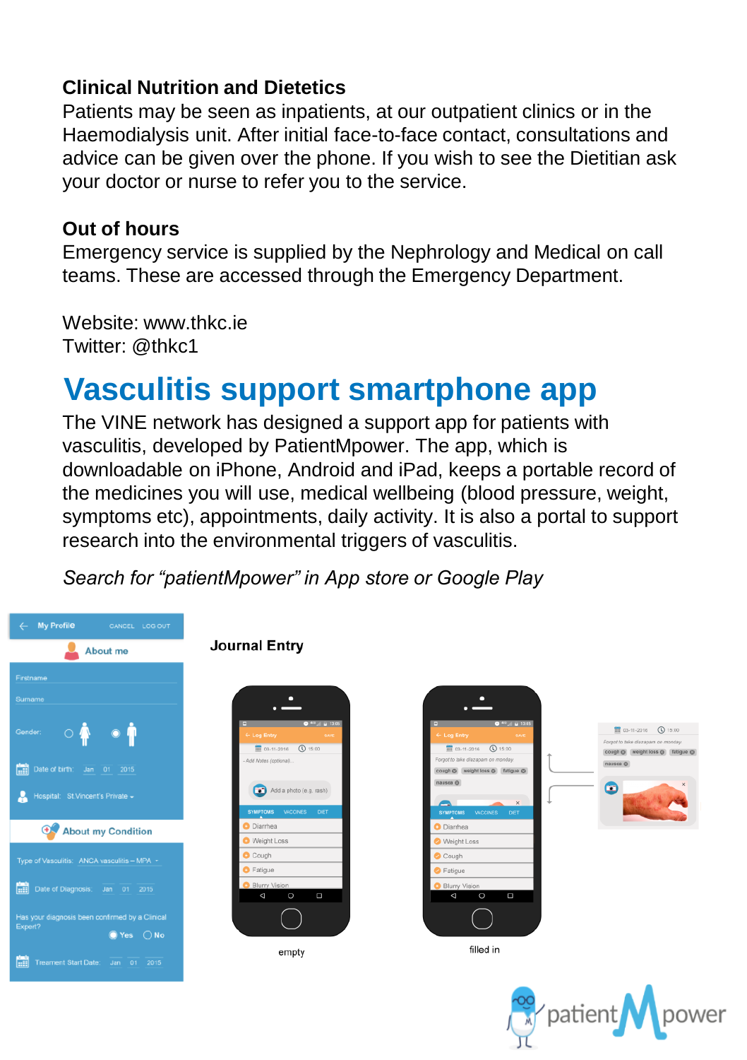### Clinical Nutrition and Dietetics

Patients may be seen as inpatients, at our outpatient clinics or in the Haemodialysis unit. After initial face-to-face contact, consultations and advice can be given over the phone. If you wish to see the Dietitian ask your doctor or nurse to refer you to the service.

### Out of hours

Emergency service is supplied by the Nephrology and Medical on call teams. These are accessed through the Emergency Department.

Website: www.thkc.ie
Twitter: @thkc1

# Vasculitis support smartphone app

The VINE network has designed a support app for patients with vasculitis, developed by PatientMpower. The app, which is downloadable on iPhone, Android and iPad, keeps a portable record of the medicines you will use, medical wellbeing (blood pressure, weight, symptoms etc), appointments, daily activity. It is also a portal to support research into the environmental triggers of vasculitis.

*Search for "patientMpower" in App store or Google Play*

**Journal Entry**

empty

filled in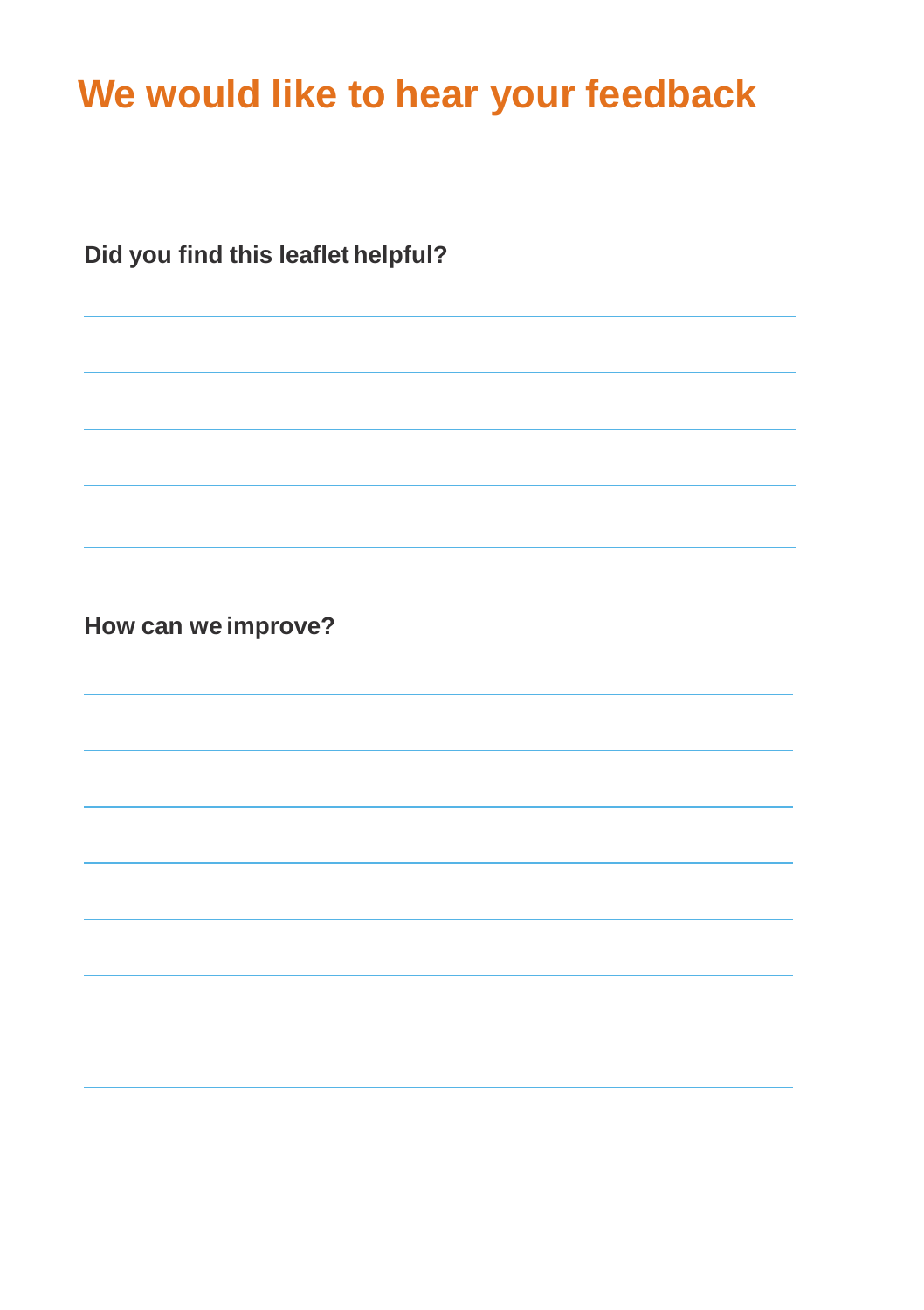# We would like to hear your feedback

**Did you find this leaflet helpful?**

**How can we improve?**